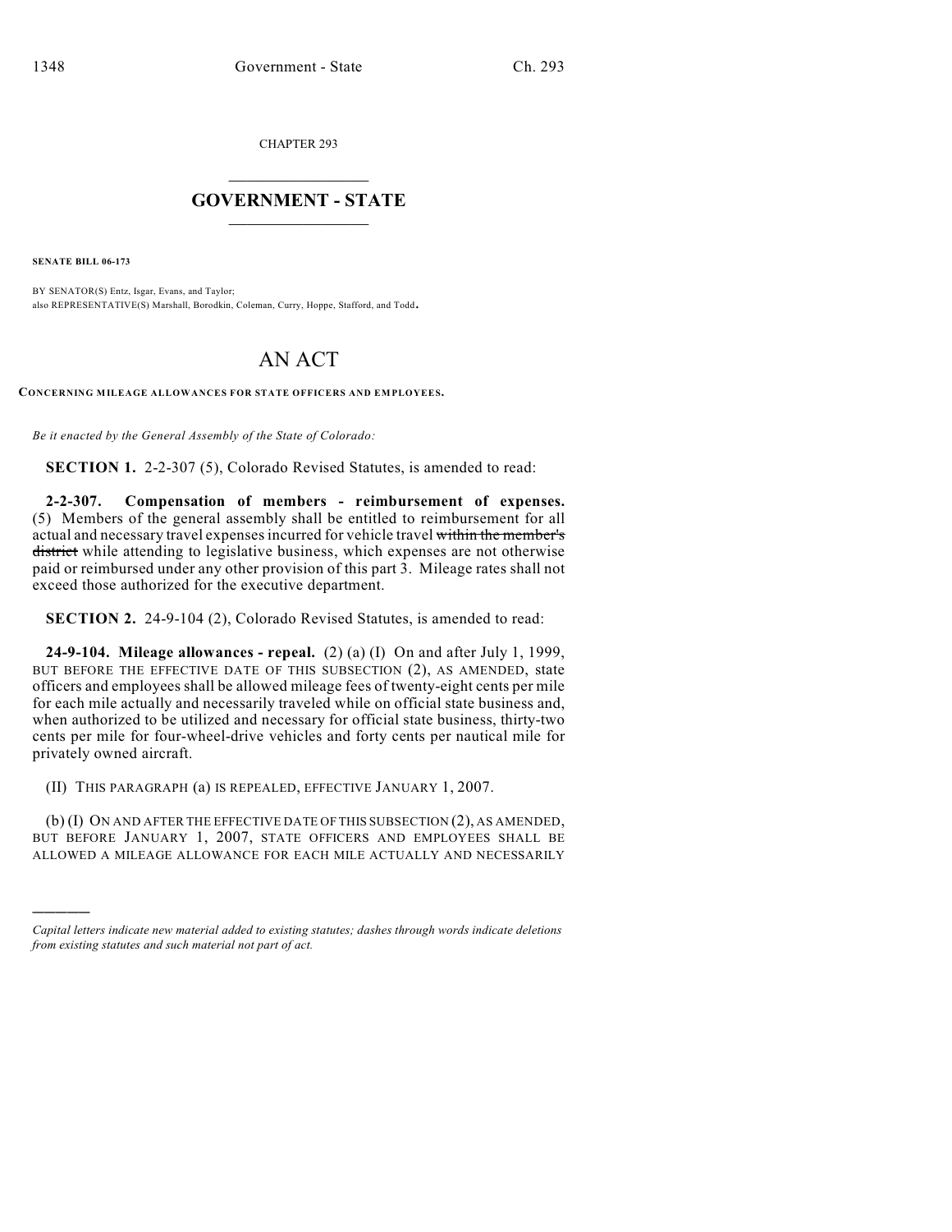CHAPTER 293

# GOVERNMENT - STATE

**SENATE BILL 06-173**

BY SENATOR(S) Entz, Isgar, Evans, and Taylor;
also REPRESENTATIVE(S) Marshall, Borodkin, Coleman, Curry, Hoppe, Stafford, and Todd.

# AN ACT

**CONCERNING MILEAGE ALLOWANCES FOR STATE OFFICERS AND EMPLOYEES.**

*Be it enacted by the General Assembly of the State of Colorado:*

**SECTION 1.** 2-2-307 (5), Colorado Revised Statutes, is amended to read:

**2-2-307. Compensation of members - reimbursement of expenses.** (5) Members of the general assembly shall be entitled to reimbursement for all actual and necessary travel expenses incurred for vehicle travel ~~within the member's district~~ while attending to legislative business, which expenses are not otherwise paid or reimbursed under any other provision of this part 3. Mileage rates shall not exceed those authorized for the executive department.

**SECTION 2.** 24-9-104 (2), Colorado Revised Statutes, is amended to read:

**24-9-104. Mileage allowances - repeal.** (2) (a) (I) On and after July 1, 1999, BUT BEFORE THE EFFECTIVE DATE OF THIS SUBSECTION (2), AS AMENDED, state officers and employees shall be allowed mileage fees of twenty-eight cents per mile for each mile actually and necessarily traveled while on official state business and, when authorized to be utilized and necessary for official state business, thirty-two cents per mile for four-wheel-drive vehicles and forty cents per nautical mile for privately owned aircraft.

(II) THIS PARAGRAPH (a) IS REPEALED, EFFECTIVE JANUARY 1, 2007.

(b) (I) ON AND AFTER THE EFFECTIVE DATE OF THIS SUBSECTION (2), AS AMENDED, BUT BEFORE JANUARY 1, 2007, STATE OFFICERS AND EMPLOYEES SHALL BE ALLOWED A MILEAGE ALLOWANCE FOR EACH MILE ACTUALLY AND NECESSARILY

---

*Capital letters indicate new material added to existing statutes; dashes through words indicate deletions from existing statutes and such material not part of act.*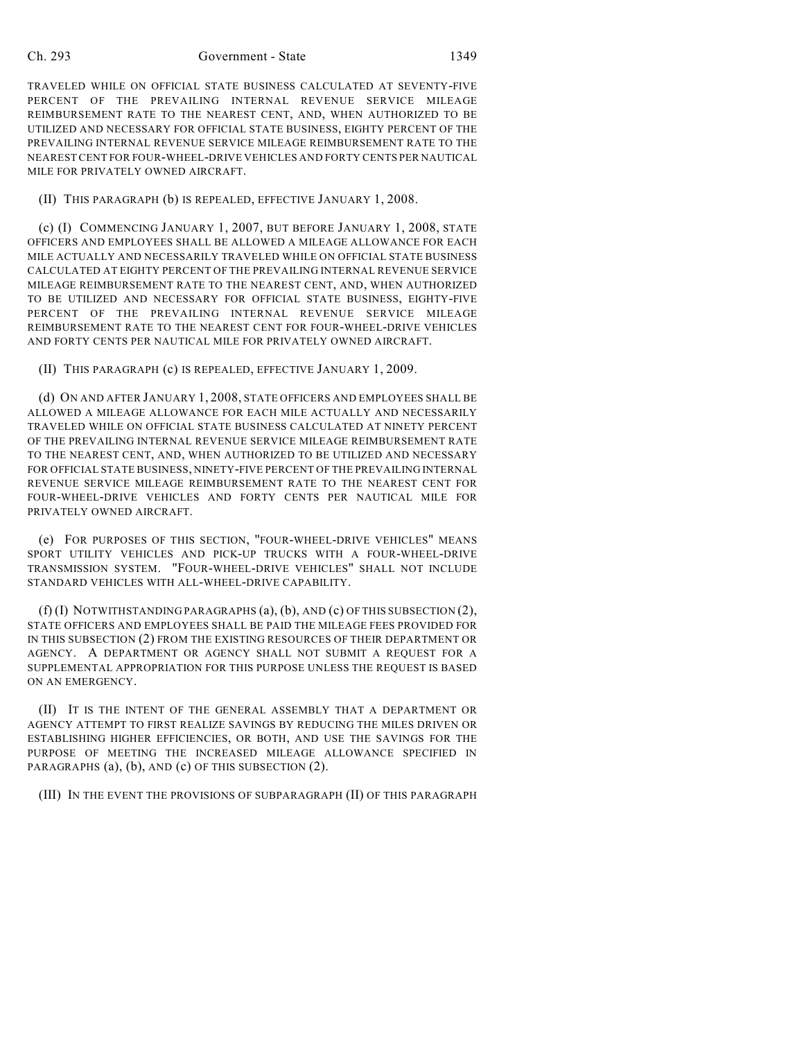TRAVELED WHILE ON OFFICIAL STATE BUSINESS CALCULATED AT SEVENTY-FIVE PERCENT OF THE PREVAILING INTERNAL REVENUE SERVICE MILEAGE REIMBURSEMENT RATE TO THE NEAREST CENT, AND, WHEN AUTHORIZED TO BE UTILIZED AND NECESSARY FOR OFFICIAL STATE BUSINESS, EIGHTY PERCENT OF THE PREVAILING INTERNAL REVENUE SERVICE MILEAGE REIMBURSEMENT RATE TO THE NEAREST CENT FOR FOUR-WHEEL-DRIVE VEHICLES AND FORTY CENTS PER NAUTICAL MILE FOR PRIVATELY OWNED AIRCRAFT.

(II) THIS PARAGRAPH (b) IS REPEALED, EFFECTIVE JANUARY 1, 2008.

(c) (I) COMMENCING JANUARY 1, 2007, BUT BEFORE JANUARY 1, 2008, STATE OFFICERS AND EMPLOYEES SHALL BE ALLOWED A MILEAGE ALLOWANCE FOR EACH MILE ACTUALLY AND NECESSARILY TRAVELED WHILE ON OFFICIAL STATE BUSINESS CALCULATED AT EIGHTY PERCENT OF THE PREVAILING INTERNAL REVENUE SERVICE MILEAGE REIMBURSEMENT RATE TO THE NEAREST CENT, AND, WHEN AUTHORIZED TO BE UTILIZED AND NECESSARY FOR OFFICIAL STATE BUSINESS, EIGHTY-FIVE PERCENT OF THE PREVAILING INTERNAL REVENUE SERVICE MILEAGE REIMBURSEMENT RATE TO THE NEAREST CENT FOR FOUR-WHEEL-DRIVE VEHICLES AND FORTY CENTS PER NAUTICAL MILE FOR PRIVATELY OWNED AIRCRAFT.

(II) THIS PARAGRAPH (c) IS REPEALED, EFFECTIVE JANUARY 1, 2009.

(d) ON AND AFTER JANUARY 1, 2008, STATE OFFICERS AND EMPLOYEES SHALL BE ALLOWED A MILEAGE ALLOWANCE FOR EACH MILE ACTUALLY AND NECESSARILY TRAVELED WHILE ON OFFICIAL STATE BUSINESS CALCULATED AT NINETY PERCENT OF THE PREVAILING INTERNAL REVENUE SERVICE MILEAGE REIMBURSEMENT RATE TO THE NEAREST CENT, AND, WHEN AUTHORIZED TO BE UTILIZED AND NECESSARY FOR OFFICIAL STATE BUSINESS, NINETY-FIVE PERCENT OF THE PREVAILING INTERNAL REVENUE SERVICE MILEAGE REIMBURSEMENT RATE TO THE NEAREST CENT FOR FOUR-WHEEL-DRIVE VEHICLES AND FORTY CENTS PER NAUTICAL MILE FOR PRIVATELY OWNED AIRCRAFT.

(e) FOR PURPOSES OF THIS SECTION, "FOUR-WHEEL-DRIVE VEHICLES" MEANS SPORT UTILITY VEHICLES AND PICK-UP TRUCKS WITH A FOUR-WHEEL-DRIVE TRANSMISSION SYSTEM. "FOUR-WHEEL-DRIVE VEHICLES" SHALL NOT INCLUDE STANDARD VEHICLES WITH ALL-WHEEL-DRIVE CAPABILITY.

(f) (I) NOTWITHSTANDING PARAGRAPHS (a), (b), AND (c) OF THIS SUBSECTION (2), STATE OFFICERS AND EMPLOYEES SHALL BE PAID THE MILEAGE FEES PROVIDED FOR IN THIS SUBSECTION (2) FROM THE EXISTING RESOURCES OF THEIR DEPARTMENT OR AGENCY. A DEPARTMENT OR AGENCY SHALL NOT SUBMIT A REQUEST FOR A SUPPLEMENTAL APPROPRIATION FOR THIS PURPOSE UNLESS THE REQUEST IS BASED ON AN EMERGENCY.

(II) IT IS THE INTENT OF THE GENERAL ASSEMBLY THAT A DEPARTMENT OR AGENCY ATTEMPT TO FIRST REALIZE SAVINGS BY REDUCING THE MILES DRIVEN OR ESTABLISHING HIGHER EFFICIENCIES, OR BOTH, AND USE THE SAVINGS FOR THE PURPOSE OF MEETING THE INCREASED MILEAGE ALLOWANCE SPECIFIED IN PARAGRAPHS (a), (b), AND (c) OF THIS SUBSECTION (2).

(III) IN THE EVENT THE PROVISIONS OF SUBPARAGRAPH (II) OF THIS PARAGRAPH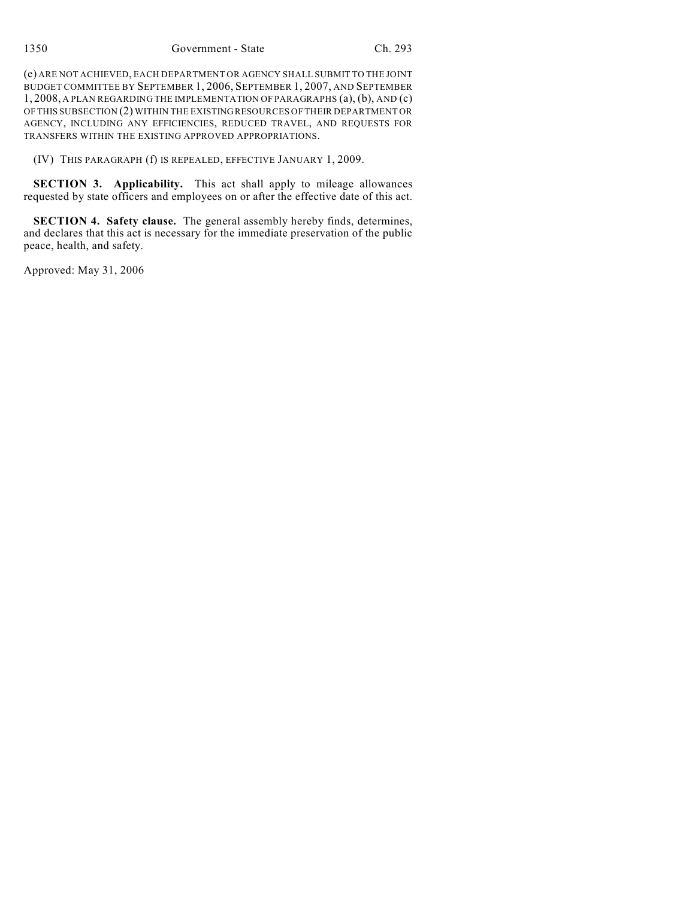(e) ARE NOT ACHIEVED, EACH DEPARTMENT OR AGENCY SHALL SUBMIT TO THE JOINT BUDGET COMMITTEE BY SEPTEMBER 1, 2006, SEPTEMBER 1, 2007, AND SEPTEMBER 1, 2008, A PLAN REGARDING THE IMPLEMENTATION OF PARAGRAPHS (a), (b), AND (c) OF THIS SUBSECTION (2) WITHIN THE EXISTING RESOURCES OF THEIR DEPARTMENT OR AGENCY, INCLUDING ANY EFFICIENCIES, REDUCED TRAVEL, AND REQUESTS FOR TRANSFERS WITHIN THE EXISTING APPROVED APPROPRIATIONS.

(IV) THIS PARAGRAPH (f) IS REPEALED, EFFECTIVE JANUARY 1, 2009.

**SECTION 3. Applicability.** This act shall apply to mileage allowances requested by state officers and employees on or after the effective date of this act.

**SECTION 4. Safety clause.** The general assembly hereby finds, determines, and declares that this act is necessary for the immediate preservation of the public peace, health, and safety.

Approved: May 31, 2006